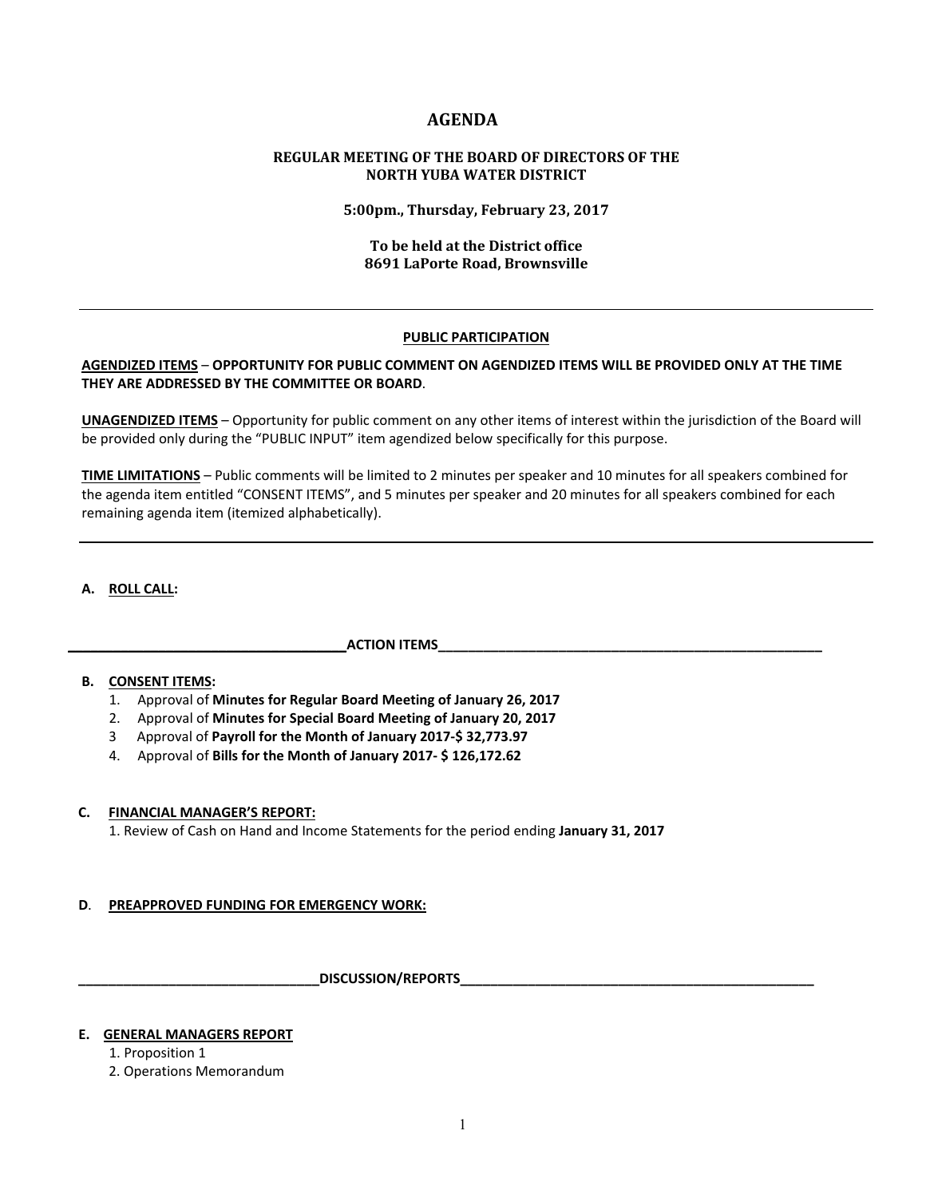# AGENDA

## REGULAR MEETING OF THE BOARD OF DIRECTORS OF THE NORTH YUBA WATER DISTRICT

**5:00pm., Thursday, February 23, 2017**

**To be held at the District office**
**8691 LaPorte Road, Brownsville**

---

**PUBLIC PARTICIPATION**

**AGENDIZED ITEMS – OPPORTUNITY FOR PUBLIC COMMENT ON AGENDIZED ITEMS WILL BE PROVIDED ONLY AT THE TIME THEY ARE ADDRESSED BY THE COMMITTEE OR BOARD**.

**UNAGENDIZED ITEMS** – Opportunity for public comment on any other items of interest within the jurisdiction of the Board will be provided only during the "PUBLIC INPUT" item agendized below specifically for this purpose.

**TIME LIMITATIONS** – Public comments will be limited to 2 minutes per speaker and 10 minutes for all speakers combined for the agenda item entitled "CONSENT ITEMS", and 5 minutes per speaker and 20 minutes for all speakers combined for each remaining agenda item (itemized alphabetically).

---

**A. ROLL CALL:**

**ACTION ITEMS**

**B. CONSENT ITEMS:**

1. Approval of **Minutes for Regular Board Meeting of January 26, 2017**
2. Approval of **Minutes for Special Board Meeting of January 20, 2017**
3. Approval of **Payroll for the Month of January 2017-$ 32,773.97**
4. Approval of **Bills for the Month of January 2017- $ 126,172.62**

**C. FINANCIAL MANAGER'S REPORT:**

1. Review of Cash on Hand and Income Statements for the period ending **January 31, 2017**

**D. PREAPPROVED FUNDING FOR EMERGENCY WORK:**

**DISCUSSION/REPORTS**

**E. GENERAL MANAGERS REPORT**

1. Proposition 1
2. Operations Memorandum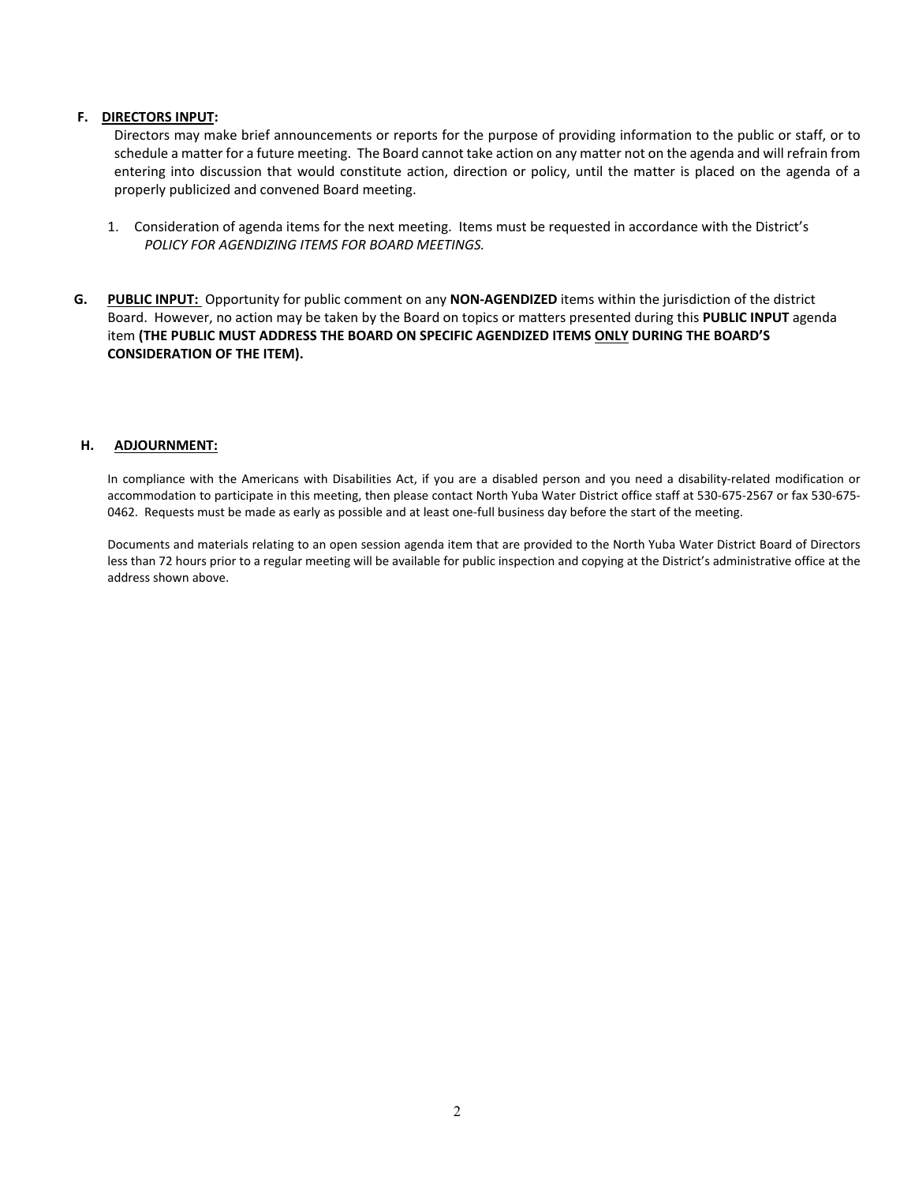**F. <u>DIRECTORS INPUT</u>:**

Directors may make brief announcements or reports for the purpose of providing information to the public or staff, or to schedule a matter for a future meeting. The Board cannot take action on any matter not on the agenda and will refrain from entering into discussion that would constitute action, direction or policy, until the matter is placed on the agenda of a properly publicized and convened Board meeting.

1. Consideration of agenda items for the next meeting. Items must be requested in accordance with the District's *POLICY FOR AGENDIZING ITEMS FOR BOARD MEETINGS.*

**G. <u>PUBLIC INPUT:</u>** Opportunity for public comment on any **NON-AGENDIZED** items within the jurisdiction of the district Board. However, no action may be taken by the Board on topics or matters presented during this **PUBLIC INPUT** agenda item **(THE PUBLIC MUST ADDRESS THE BOARD ON SPECIFIC AGENDIZED ITEMS <u>ONLY</u> DURING THE BOARD'S CONSIDERATION OF THE ITEM).**

**H. <u>ADJOURNMENT:</u>**

In compliance with the Americans with Disabilities Act, if you are a disabled person and you need a disability-related modification or accommodation to participate in this meeting, then please contact North Yuba Water District office staff at 530-675-2567 or fax 530-675-0462. Requests must be made as early as possible and at least one-full business day before the start of the meeting.

Documents and materials relating to an open session agenda item that are provided to the North Yuba Water District Board of Directors less than 72 hours prior to a regular meeting will be available for public inspection and copying at the District's administrative office at the address shown above.